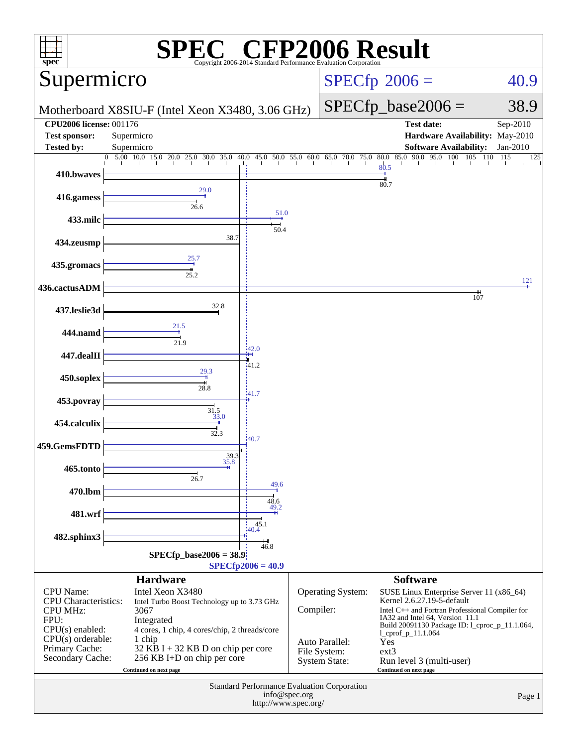# SPEC CFP2006 Result

Copyright 2006-2014 Standard Performance Evaluation Corporation

## Supermicro

Motherboard X8SIU-F (Intel Xeon X3480, 3.06 GHz)

SPECfp 2006 = 40.9

SPECfp_base2006 = 38.9

| | | | |
|---|---|---|---|
| **CPU2006 license:** 001176 | | **Test date:** | Sep-2010 |
| **Test sponsor:** | Supermicro | **Hardware Availability:** | May-2010 |
| **Tested by:** | Supermicro | **Software Availability:** | Jan-2010 |

| Benchmark | Peak | Base |
|---|---|---|
| 410.bwaves | 80.5 | 80.7 |
| 416.gamess | 29.0 | 26.6 |
| 433.milc | 51.0 | 50.4 |
| 434.zeusmp | | 38.7 |
| 435.gromacs | 25.7 | 25.2 |
| 436.cactusADM | 121 | 107 |
| 437.leslie3d | | 32.8 |
| 444.namd | 21.5 | 21.9 |
| 447.dealII | 42.0 | 41.2 |
| 450.soplex | 29.3 | 28.8 |
| 453.povray | 41.7 | 31.5 |
| 454.calculix | 33.0 | 32.3 |
| 459.GemsFDTD | 40.7 | 39.3 |
| 465.tonto | 35.8 | 26.7 |
| 470.lbm | 49.6 | 48.6 |
| 481.wrf | 49.2 | 45.1 |
| 482.sphinx3 | 40.4 | 46.8 |

SPECfp_base2006 = 38.9

SPECfp2006 = 40.9

## Hardware

| | |
|---|---|
| CPU Name: | Intel Xeon X3480 |
| CPU Characteristics: | Intel Turbo Boost Technology up to 3.73 GHz |
| CPU MHz: | 3067 |
| FPU: | Integrated |
| CPU(s) enabled: | 4 cores, 1 chip, 4 cores/chip, 2 threads/core |
| CPU(s) orderable: | 1 chip |
| Primary Cache: | 32 KB I + 32 KB D on chip per core |
| Secondary Cache: | 256 KB I+D on chip per core |

Continued on next page

## Software

| | |
|---|---|
| Operating System: | SUSE Linux Enterprise Server 11 (x86_64) Kernel 2.6.27.19-5-default |
| Compiler: | Intel C++ and Fortran Professional Compiler for IA32 and Intel 64, Version 11.1 Build 20091130 Package ID: l_cproc_p_11.1.064, l_cprof_p_11.1.064 |
| Auto Parallel: | Yes |
| File System: | ext3 |
| System State: | Run level 3 (multi-user) |

Continued on next page

Standard Performance Evaluation Corporation
info@spec.org
http://www.spec.org/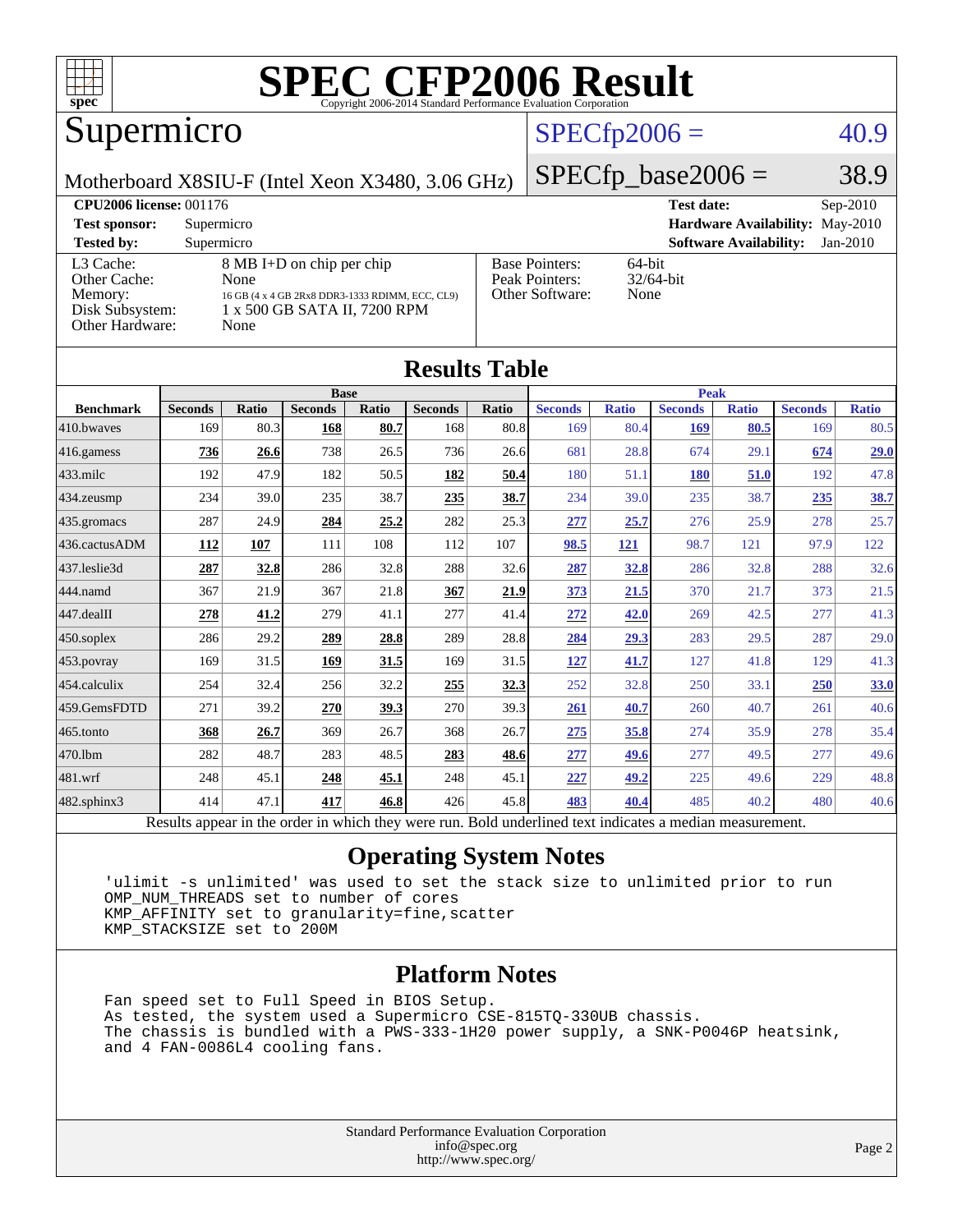# SPEC CFP2006 Result

Copyright 2006-2014 Standard Performance Evaluation Corporation

## Supermicro

Motherboard X8SIU-F (Intel Xeon X3480, 3.06 GHz)

SPECfp2006 = 40.9

SPECfp_base2006 = 38.9

| | | | |
|---|---|---|---|
| **CPU2006 license:** 001176 | | **Test date:** | Sep-2010 |
| **Test sponsor:** | Supermicro | **Hardware Availability:** | May-2010 |
| **Tested by:** | Supermicro | **Software Availability:** | Jan-2010 |

| | | | |
|---|---|---|---|
| L3 Cache: | 8 MB I+D on chip per chip | Base Pointers: | 64-bit |
| Other Cache: | None | Peak Pointers: | 32/64-bit |
| Memory: | 16 GB (4 x 4 GB 2Rx8 DDR3-1333 RDIMM, ECC, CL9) | Other Software: | None |
| Disk Subsystem: | 1 x 500 GB SATA II, 7200 RPM | | |
| Other Hardware: | None | | |

## Results Table

| | Base | | | | | | Peak | | | | | |
|---|---|---|---|---|---|---|---|---|---|---|---|---|
| **Benchmark** | **Seconds** | **Ratio** | **Seconds** | **Ratio** | **Seconds** | **Ratio** | **Seconds** | **Ratio** | **Seconds** | **Ratio** | **Seconds** | **Ratio** |
| 410.bwaves | 169 | 80.3 | **168** | **80.7** | 168 | 80.8 | 169 | 80.4 | **169** | **80.5** | 169 | 80.5 |
| 416.gamess | **736** | **26.6** | 738 | 26.5 | 736 | 26.6 | 681 | 28.8 | 674 | 29.1 | **674** | **29.0** |
| 433.milc | 192 | 47.9 | 182 | 50.5 | **182** | **50.4** | 180 | 51.1 | **180** | **51.0** | 192 | 47.8 |
| 434.zeusmp | 234 | 39.0 | 235 | 38.7 | **235** | **38.7** | 234 | 39.0 | 235 | 38.7 | **235** | **38.7** |
| 435.gromacs | 287 | 24.9 | **284** | **25.2** | 282 | 25.3 | **277** | **25.7** | 276 | 25.9 | 278 | 25.7 |
| 436.cactusADM | **112** | **107** | 111 | 108 | 112 | 107 | **98.5** | **121** | 98.7 | 121 | 97.9 | 122 |
| 437.leslie3d | **287** | **32.8** | 286 | 32.8 | 288 | 32.6 | **287** | **32.8** | 286 | 32.8 | 288 | 32.6 |
| 444.namd | 367 | 21.9 | 367 | 21.8 | **367** | **21.9** | **373** | **21.5** | 370 | 21.7 | 373 | 21.5 |
| 447.dealII | **278** | **41.2** | 279 | 41.1 | 277 | 41.4 | **272** | **42.0** | 269 | 42.5 | 277 | 41.3 |
| 450.soplex | 286 | 29.2 | **289** | **28.8** | 289 | 28.8 | **284** | **29.3** | 283 | 29.5 | 287 | 29.0 |
| 453.povray | 169 | 31.5 | **169** | **31.5** | 169 | 31.5 | **127** | **41.7** | 127 | 41.8 | 129 | 41.3 |
| 454.calculix | 254 | 32.4 | 256 | 32.2 | **255** | **32.3** | 252 | 32.8 | 250 | 33.1 | **250** | **33.0** |
| 459.GemsFDTD | 271 | 39.2 | **270** | **39.3** | 270 | 39.3 | **261** | **40.7** | 260 | 40.7 | 261 | 40.6 |
| 465.tonto | **368** | **26.7** | 369 | 26.7 | 368 | 26.7 | **275** | **35.8** | 274 | 35.9 | 278 | 35.4 |
| 470.lbm | 282 | 48.7 | 283 | 48.5 | **283** | **48.6** | **277** | **49.6** | 277 | 49.5 | 277 | 49.6 |
| 481.wrf | 248 | 45.1 | **248** | **45.1** | 248 | 45.1 | **227** | **49.2** | 225 | 49.6 | 229 | 48.8 |
| 482.sphinx3 | 414 | 47.1 | **417** | **46.8** | 426 | 45.8 | **483** | **40.4** | 485 | 40.2 | 480 | 40.6 |

Results appear in the order in which they were run. Bold underlined text indicates a median measurement.

## Operating System Notes

```
'ulimit -s unlimited' was used to set the stack size to unlimited prior to run
OMP_NUM_THREADS set to number of cores
KMP_AFFINITY set to granularity=fine,scatter
KMP_STACKSIZE set to 200M
```

## Platform Notes

```
Fan speed set to Full Speed in BIOS Setup.
As tested, the system used a Supermicro CSE-815TQ-330UB chassis.
The chassis is bundled with a PWS-333-1H20 power supply, a SNK-P0046P heatsink,
and 4 FAN-0086L4 cooling fans.
```

Standard Performance Evaluation Corporation
info@spec.org
http://www.spec.org/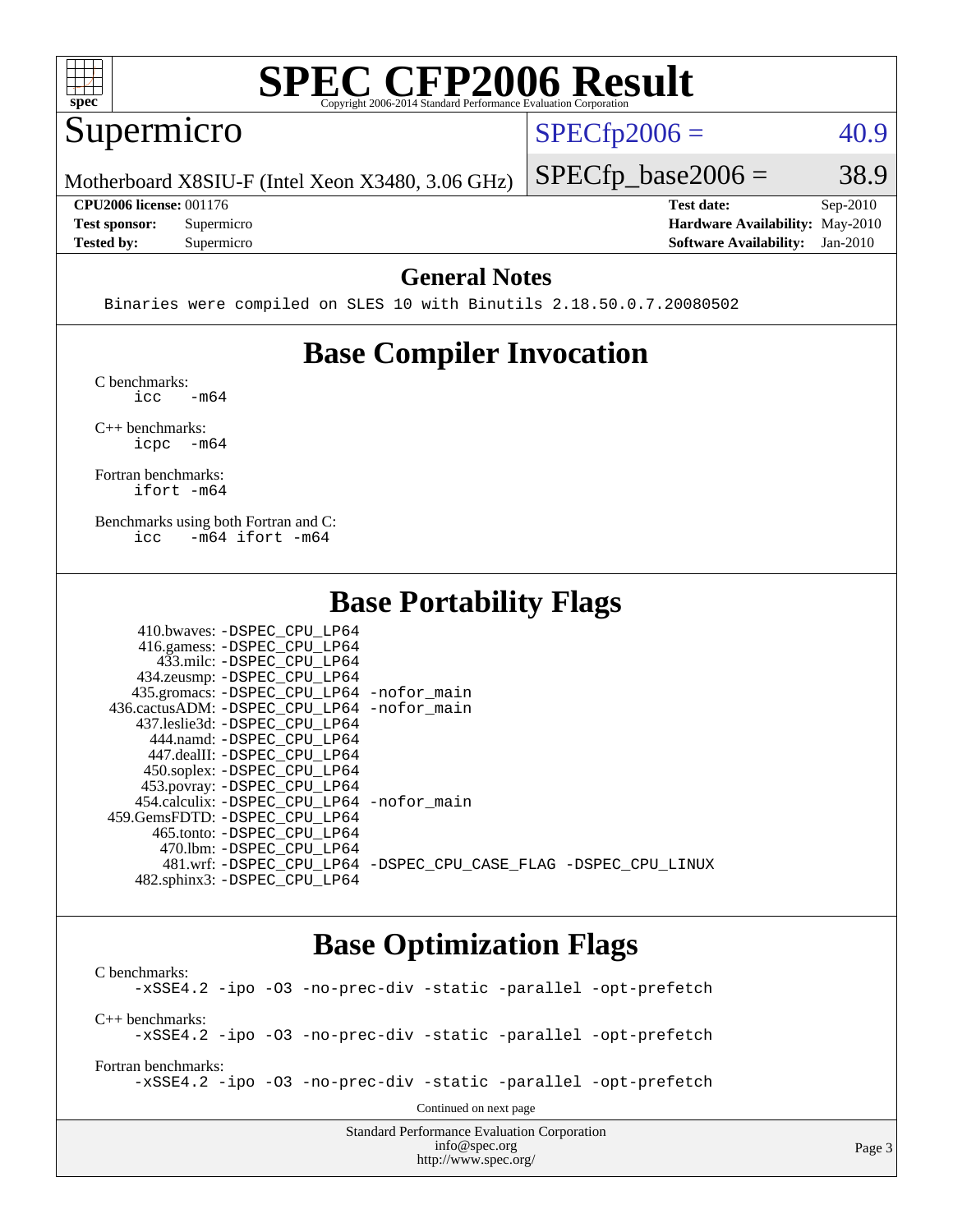# SPEC CFP2006 Result

Copyright 2006-2014 Standard Performance Evaluation Corporation

## Supermicro

Motherboard X8SIU-F (Intel Xeon X3480, 3.06 GHz)

SPECfp2006 = 40.9

SPECfp_base2006 = 38.9

**CPU2006 license:** 001176
**Test sponsor:** Supermicro
**Tested by:** Supermicro

**Test date:** Sep-2010
**Hardware Availability:** May-2010
**Software Availability:** Jan-2010

## General Notes

```
Binaries were compiled on SLES 10 with Binutils 2.18.50.0.7.20080502
```

## Base Compiler Invocation

C benchmarks:
```
icc   -m64
```

C++ benchmarks:
```
icpc  -m64
```

Fortran benchmarks:
```
ifort -m64
```

Benchmarks using both Fortran and C:
```
icc   -m64 ifort -m64
```

## Base Portability Flags

```
   410.bwaves: -DSPEC_CPU_LP64
   416.gamess: -DSPEC_CPU_LP64
     433.milc: -DSPEC_CPU_LP64
   434.zeusmp: -DSPEC_CPU_LP64
  435.gromacs: -DSPEC_CPU_LP64 -nofor_main
 436.cactusADM: -DSPEC_CPU_LP64 -nofor_main
  437.leslie3d: -DSPEC_CPU_LP64
     444.namd: -DSPEC_CPU_LP64
   447.dealII: -DSPEC_CPU_LP64
   450.soplex: -DSPEC_CPU_LP64
   453.povray: -DSPEC_CPU_LP64
  454.calculix: -DSPEC_CPU_LP64 -nofor_main
 459.GemsFDTD: -DSPEC_CPU_LP64
    465.tonto: -DSPEC_CPU_LP64
      470.lbm: -DSPEC_CPU_LP64
      481.wrf: -DSPEC_CPU_LP64 -DSPEC_CPU_CASE_FLAG -DSPEC_CPU_LINUX
  482.sphinx3: -DSPEC_CPU_LP64
```

## Base Optimization Flags

C benchmarks:
```
-xSSE4.2 -ipo -O3 -no-prec-div -static -parallel -opt-prefetch
```

C++ benchmarks:
```
-xSSE4.2 -ipo -O3 -no-prec-div -static -parallel -opt-prefetch
```

Fortran benchmarks:
```
-xSSE4.2 -ipo -O3 -no-prec-div -static -parallel -opt-prefetch
```

Continued on next page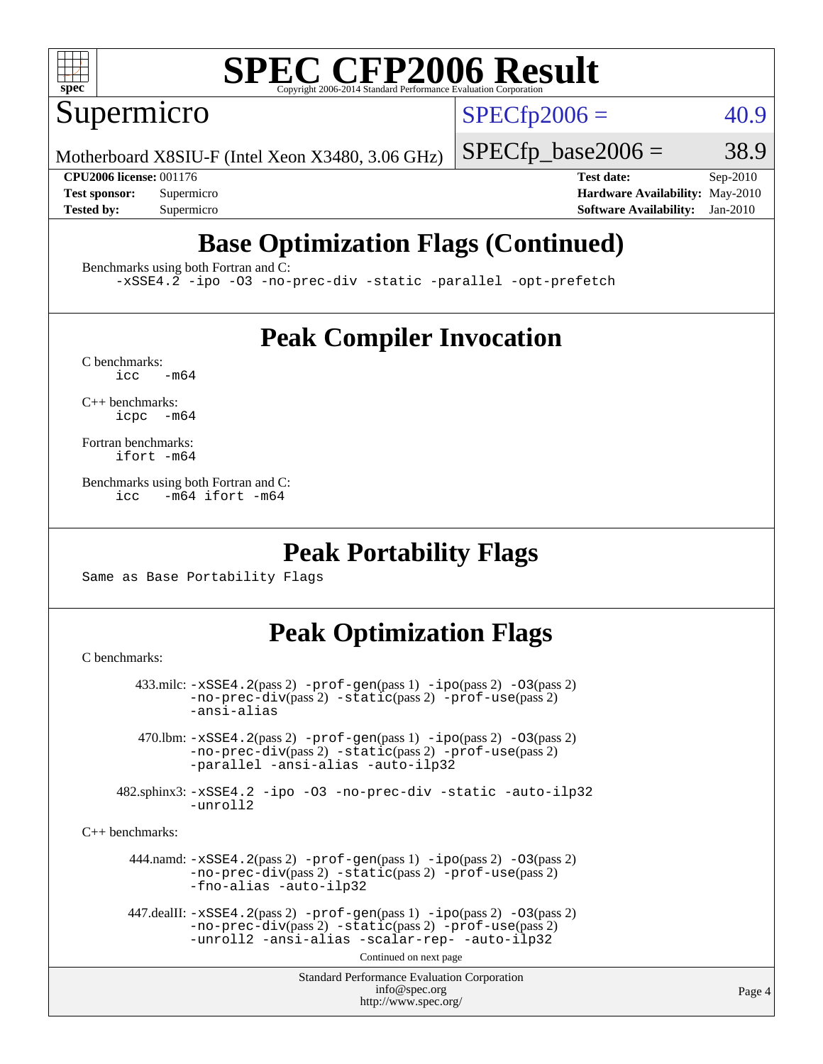# SPEC CFP2006 Result

Copyright 2006-2014 Standard Performance Evaluation Corporation

## Supermicro

Motherboard X8SIU-F (Intel Xeon X3480, 3.06 GHz)

SPECfp2006 = 40.9

SPECfp_base2006 = 38.9

| | | | |
|---|---|---|---|
| **CPU2006 license:** | 001176 | **Test date:** | Sep-2010 |
| **Test sponsor:** | Supermicro | **Hardware Availability:** | May-2010 |
| **Tested by:** | Supermicro | **Software Availability:** | Jan-2010 |

## Base Optimization Flags (Continued)

Benchmarks using both Fortran and C:

```
-xSSE4.2 -ipo -O3 -no-prec-div -static -parallel -opt-prefetch
```

## Peak Compiler Invocation

C benchmarks:

```
icc   -m64
```

C++ benchmarks:

```
icpc  -m64
```

Fortran benchmarks:

```
ifort -m64
```

Benchmarks using both Fortran and C:

```
icc   -m64 ifort -m64
```

## Peak Portability Flags

Same as Base Portability Flags

## Peak Optimization Flags

C benchmarks:

433.milc: -xSSE4.2(pass 2) -prof-gen(pass 1) -ipo(pass 2) -O3(pass 2) -no-prec-div(pass 2) -static(pass 2) -prof-use(pass 2) -ansi-alias

470.lbm: -xSSE4.2(pass 2) -prof-gen(pass 1) -ipo(pass 2) -O3(pass 2) -no-prec-div(pass 2) -static(pass 2) -prof-use(pass 2) -parallel -ansi-alias -auto-ilp32

482.sphinx3: -xSSE4.2 -ipo -O3 -no-prec-div -static -auto-ilp32 -unroll2

C++ benchmarks:

444.namd: -xSSE4.2(pass 2) -prof-gen(pass 1) -ipo(pass 2) -O3(pass 2) -no-prec-div(pass 2) -static(pass 2) -prof-use(pass 2) -fno-alias -auto-ilp32

447.dealII: -xSSE4.2(pass 2) -prof-gen(pass 1) -ipo(pass 2) -O3(pass 2) -no-prec-div(pass 2) -static(pass 2) -prof-use(pass 2) -unroll2 -ansi-alias -scalar-rep- -auto-ilp32

Continued on next page

Standard Performance Evaluation Corporation
info@spec.org
http://www.spec.org/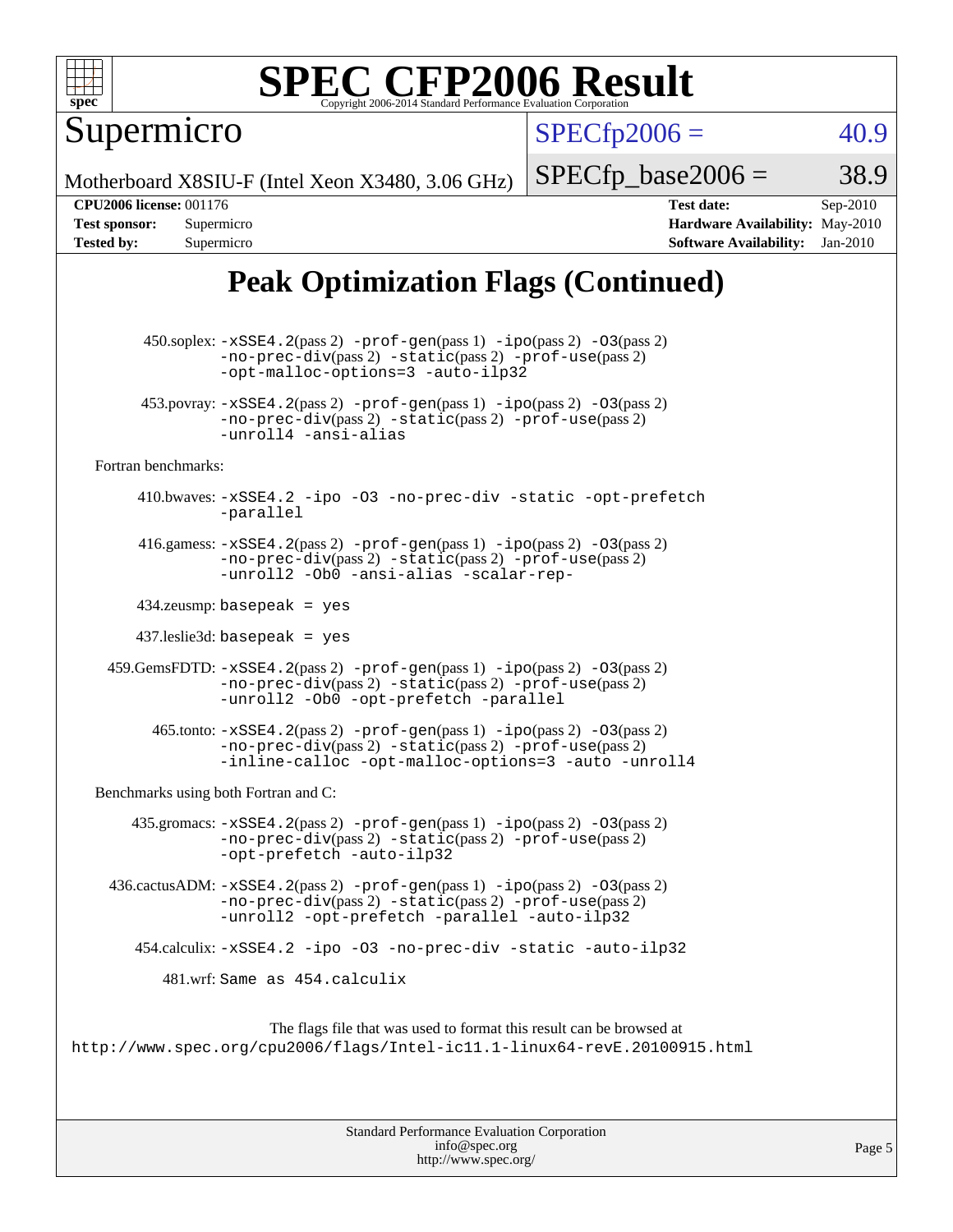# SPEC CFP2006 Result

Copyright 2006-2014 Standard Performance Evaluation Corporation

**Supermicro**

Motherboard X8SIU-F (Intel Xeon X3480, 3.06 GHz)

SPECfp2006 = 40.9

SPECfp_base2006 = 38.9

| | | | |
|---|---|---|---|
| **CPU2006 license:** | 001176 | **Test date:** | Sep-2010 |
| **Test sponsor:** | Supermicro | **Hardware Availability:** | May-2010 |
| **Tested by:** | Supermicro | **Software Availability:** | Jan-2010 |

## Peak Optimization Flags (Continued)

450.soplex: -xSSE4.2(pass 2) -prof-gen(pass 1) -ipo(pass 2) -O3(pass 2) -no-prec-div(pass 2) -static(pass 2) -prof-use(pass 2) -opt-malloc-options=3 -auto-ilp32

453.povray: -xSSE4.2(pass 2) -prof-gen(pass 1) -ipo(pass 2) -O3(pass 2) -no-prec-div(pass 2) -static(pass 2) -prof-use(pass 2) -unroll4 -ansi-alias

Fortran benchmarks:

410.bwaves: -xSSE4.2 -ipo -O3 -no-prec-div -static -opt-prefetch -parallel

416.gamess: -xSSE4.2(pass 2) -prof-gen(pass 1) -ipo(pass 2) -O3(pass 2) -no-prec-div(pass 2) -static(pass 2) -prof-use(pass 2) -unroll2 -Ob0 -ansi-alias -scalar-rep-

434.zeusmp: basepeak = yes

437.leslie3d: basepeak = yes

459.GemsFDTD: -xSSE4.2(pass 2) -prof-gen(pass 1) -ipo(pass 2) -O3(pass 2) -no-prec-div(pass 2) -static(pass 2) -prof-use(pass 2) -unroll2 -Ob0 -opt-prefetch -parallel

465.tonto: -xSSE4.2(pass 2) -prof-gen(pass 1) -ipo(pass 2) -O3(pass 2) -no-prec-div(pass 2) -static(pass 2) -prof-use(pass 2) -inline-calloc -opt-malloc-options=3 -auto -unroll4

Benchmarks using both Fortran and C:

435.gromacs: -xSSE4.2(pass 2) -prof-gen(pass 1) -ipo(pass 2) -O3(pass 2) -no-prec-div(pass 2) -static(pass 2) -prof-use(pass 2) -opt-prefetch -auto-ilp32

436.cactusADM: -xSSE4.2(pass 2) -prof-gen(pass 1) -ipo(pass 2) -O3(pass 2) -no-prec-div(pass 2) -static(pass 2) -prof-use(pass 2) -unroll2 -opt-prefetch -parallel -auto-ilp32

454.calculix: -xSSE4.2 -ipo -O3 -no-prec-div -static -auto-ilp32

481.wrf: Same as 454.calculix

The flags file that was used to format this result can be browsed at
http://www.spec.org/cpu2006/flags/Intel-ic11.1-linux64-revE.20100915.html

Standard Performance Evaluation Corporation
info@spec.org
http://www.spec.org/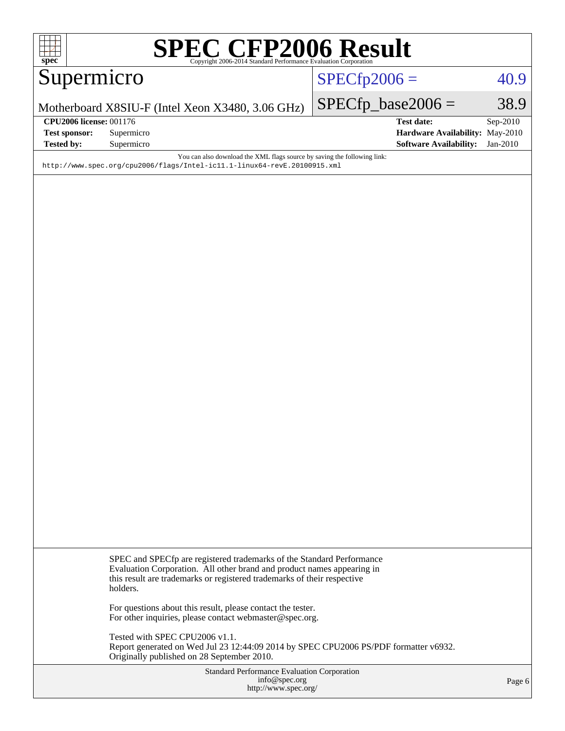# SPEC CFP2006 Result

Copyright 2006-2014 Standard Performance Evaluation Corporation

## Supermicro

Motherboard X8SIU-F (Intel Xeon X3480, 3.06 GHz)

SPECfp2006 = 40.9

SPECfp_base2006 = 38.9

| | | | |
|---|---|---|---|
| **CPU2006 license:** | 001176 | **Test date:** | Sep-2010 |
| **Test sponsor:** | Supermicro | **Hardware Availability:** | May-2010 |
| **Tested by:** | Supermicro | **Software Availability:** | Jan-2010 |

You can also download the XML flags source by saving the following link:

http://www.spec.org/cpu2006/flags/Intel-ic11.1-linux64-revE.20100915.xml

SPEC and SPECfp are registered trademarks of the Standard Performance Evaluation Corporation. All other brand and product names appearing in this result are trademarks or registered trademarks of their respective holders.

For questions about this result, please contact the tester.
For other inquiries, please contact webmaster@spec.org.

Tested with SPEC CPU2006 v1.1.
Report generated on Wed Jul 23 12:44:09 2014 by SPEC CPU2006 PS/PDF formatter v6932.
Originally published on 28 September 2010.

Standard Performance Evaluation Corporation
info@spec.org
http://www.spec.org/